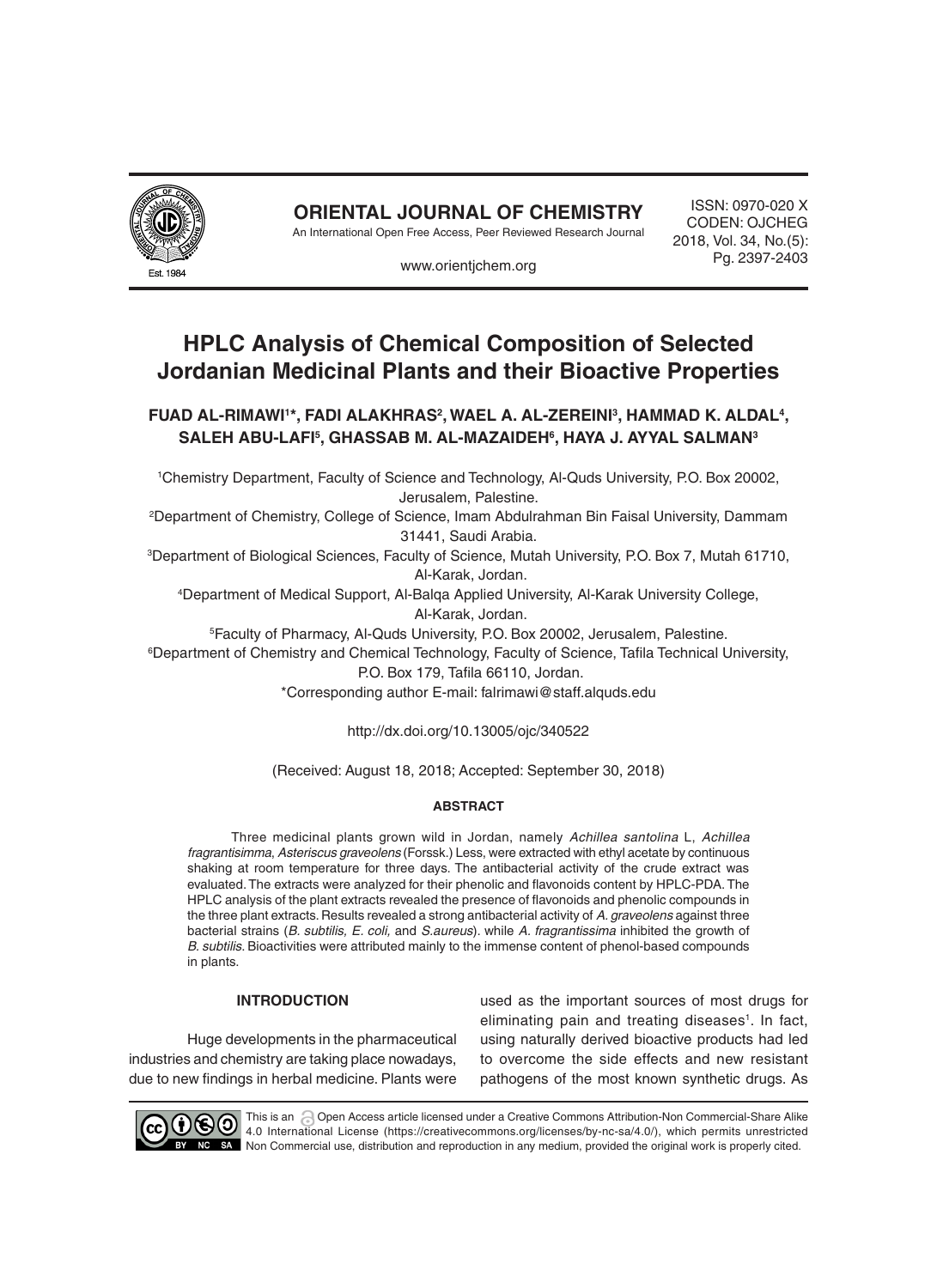# HPLC Analysis of Chemical Composition of Selected Jordanian Medicinal Plants and their Bioactive Properties

**FUAD AL-RIMAWI[1]*, FADI ALAKHRAS[2], WAEL A. AL-ZEREINI[3], HAMMAD K. ALDAL[4], SALEH ABU-LAFI[5], GHASSAB M. AL-MAZAIDEH[6], HAYA J. AYYAL SALMAN[3]**

[1]Chemistry Department, Faculty of Science and Technology, Al-Quds University, P.O. Box 20002, Jerusalem, Palestine.

[2]Department of Chemistry, College of Science, Imam Abdulrahman Bin Faisal University, Dammam 31441, Saudi Arabia.

[3]Department of Biological Sciences, Faculty of Science, Mutah University, P.O. Box 7, Mutah 61710, Al-Karak, Jordan.

[4]Department of Medical Support, Al-Balqa Applied University, Al-Karak University College, Al-Karak, Jordan.

[5]Faculty of Pharmacy, Al-Quds University, P.O. Box 20002, Jerusalem, Palestine.

[6]Department of Chemistry and Chemical Technology, Faculty of Science, Tafila Technical University, P.O. Box 179, Tafila 66110, Jordan.

*Corresponding author E-mail: falrimawi@staff.alquds.edu

http://dx.doi.org/10.13005/ojc/340522

(Received: August 18, 2018; Accepted: September 30, 2018)

## ABSTRACT

Three medicinal plants grown wild in Jordan, namely *Achillea santolina* L, *Achillea fragrantisimma*, *Asteriscus graveolens* (Forssk.) Less, were extracted with ethyl acetate by continuous shaking at room temperature for three days. The antibacterial activity of the crude extract was evaluated. The extracts were analyzed for their phenolic and flavonoids content by HPLC-PDA. The HPLC analysis of the plant extracts revealed the presence of flavonoids and phenolic compounds in the three plant extracts. Results revealed a strong antibacterial activity of *A. graveolens* against three bacterial strains (*B. subtilis, E. coli,* and *S.aureus*). while *A. fragrantissima* inhibited the growth of *B. subtilis*. Bioactivities were attributed mainly to the immense content of phenol-based compounds in plants.

## INTRODUCTION

Huge developments in the pharmaceutical industries and chemistry are taking place nowadays, due to new findings in herbal medicine. Plants were used as the important sources of most drugs for eliminating pain and treating diseases[1]. In fact, using naturally derived bioactive products had led to overcome the side effects and new resistant pathogens of the most known synthetic drugs. As

This is an Open Access article licensed under a Creative Commons Attribution-Non Commercial-Share Alike 4.0 International License (https://creativecommons.org/licenses/by-nc-sa/4.0/), which permits unrestricted Non Commercial use, distribution and reproduction in any medium, provided the original work is properly cited.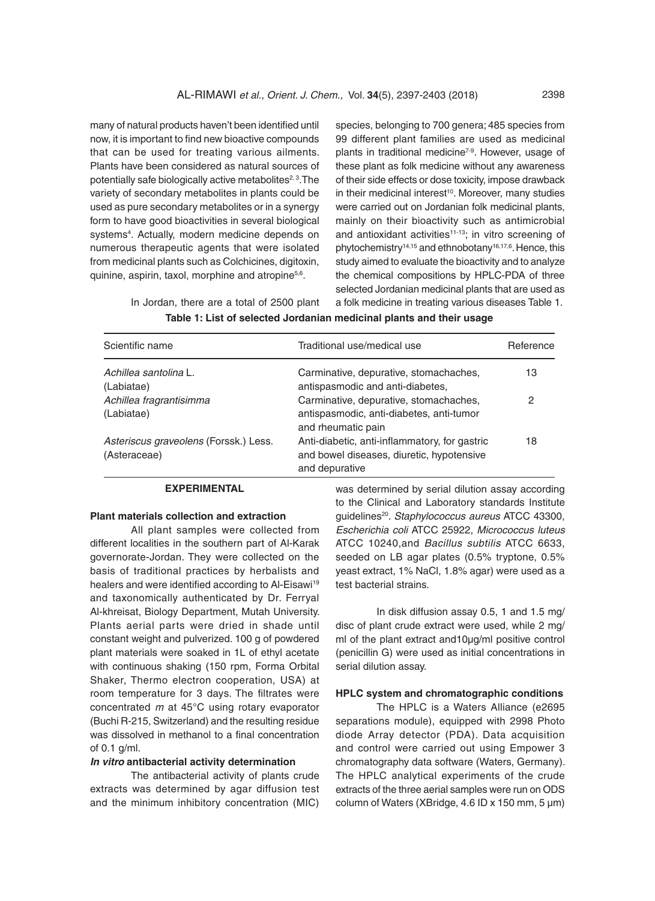many of natural products haven't been identified until now, it is important to find new bioactive compounds that can be used for treating various ailments. Plants have been considered as natural sources of potentially safe biologically active metabolites[2, 3].The variety of secondary metabolites in plants could be used as pure secondary metabolites or in a synergy form to have good bioactivities in several biological systems[4]. Actually, modern medicine depends on numerous therapeutic agents that were isolated from medicinal plants such as Colchicines, digitoxin, quinine, aspirin, taxol, morphine and atropine[5,6].

In Jordan, there are a total of 2500 plant species, belonging to 700 genera; 485 species from 99 different plant families are used as medicinal plants in traditional medicine[7-9]. However, usage of these plant as folk medicine without any awareness of their side effects or dose toxicity, impose drawback in their medicinal interest[10]. Moreover, many studies were carried out on Jordanian folk medicinal plants, mainly on their bioactivity such as antimicrobial and antioxidant activities[11-13]; in vitro screening of phytochemistry[14,15] and ethnobotany[16,17,6]. Hence, this study aimed to evaluate the bioactivity and to analyze the chemical compositions by HPLC-PDA of three selected Jordanian medicinal plants that are used as a folk medicine in treating various diseases Table 1.

**Table 1: List of selected Jordanian medicinal plants and their usage**

| Scientific name | Traditional use/medical use | Reference |
|---|---|---|
| *Achillea santolina* L. (Labiatae) | Carminative, depurative, stomachaches, antispasmodic and anti-diabetes, | 13 |
| *Achillea fragrantisimma* (Labiatae) | Carminative, depurative, stomachaches, antispasmodic, anti-diabetes, anti-tumor and rheumatic pain | 2 |
| *Asteriscus graveolens* (Forssk.) Less. (Asteraceae) | Anti-diabetic, anti-inflammatory, for gastric and bowel diseases, diuretic, hypotensive and depurative | 18 |

## EXPERIMENTAL

### Plant materials collection and extraction

All plant samples were collected from different localities in the southern part of Al-Karak governorate-Jordan. They were collected on the basis of traditional practices by herbalists and healers and were identified according to Al-Eisawi[19] and taxonomically authenticated by Dr. Ferryal Al-khreisat, Biology Department, Mutah University. Plants aerial parts were dried in shade until constant weight and pulverized. 100 g of powdered plant materials were soaked in 1L of ethyl acetate with continuous shaking (150 rpm, Forma Orbital Shaker, Thermo electron cooperation, USA) at room temperature for 3 days. The filtrates were concentrated *m* at 45°C using rotary evaporator (Buchi R-215, Switzerland) and the resulting residue was dissolved in methanol to a final concentration of 0.1 g/ml.

### *In vitro* antibacterial activity determination

The antibacterial activity of plants crude extracts was determined by agar diffusion test and the minimum inhibitory concentration (MIC) was determined by serial dilution assay according to the Clinical and Laboratory standards Institute guidelines[20]. *Staphylococcus aureus* ATCC 43300, *Escherichia coli* ATCC 25922, *Micrococcus luteus* ATCC 10240,and *Bacillus subtilis* ATCC 6633, seeded on LB agar plates (0.5% tryptone, 0.5% yeast extract, 1% NaCl, 1.8% agar) were used as a test bacterial strains.

In disk diffusion assay 0.5, 1 and 1.5 mg/disc of plant crude extract were used, while 2 mg/ml of the plant extract and10µg/ml positive control (penicillin G) were used as initial concentrations in serial dilution assay.

### HPLC system and chromatographic conditions

The HPLC is a Waters Alliance (e2695 separations module), equipped with 2998 Photo diode Array detector (PDA). Data acquisition and control were carried out using Empower 3 chromatography data software (Waters, Germany). The HPLC analytical experiments of the crude extracts of the three aerial samples were run on ODS column of Waters (XBridge, 4.6 ID x 150 mm, 5 µm)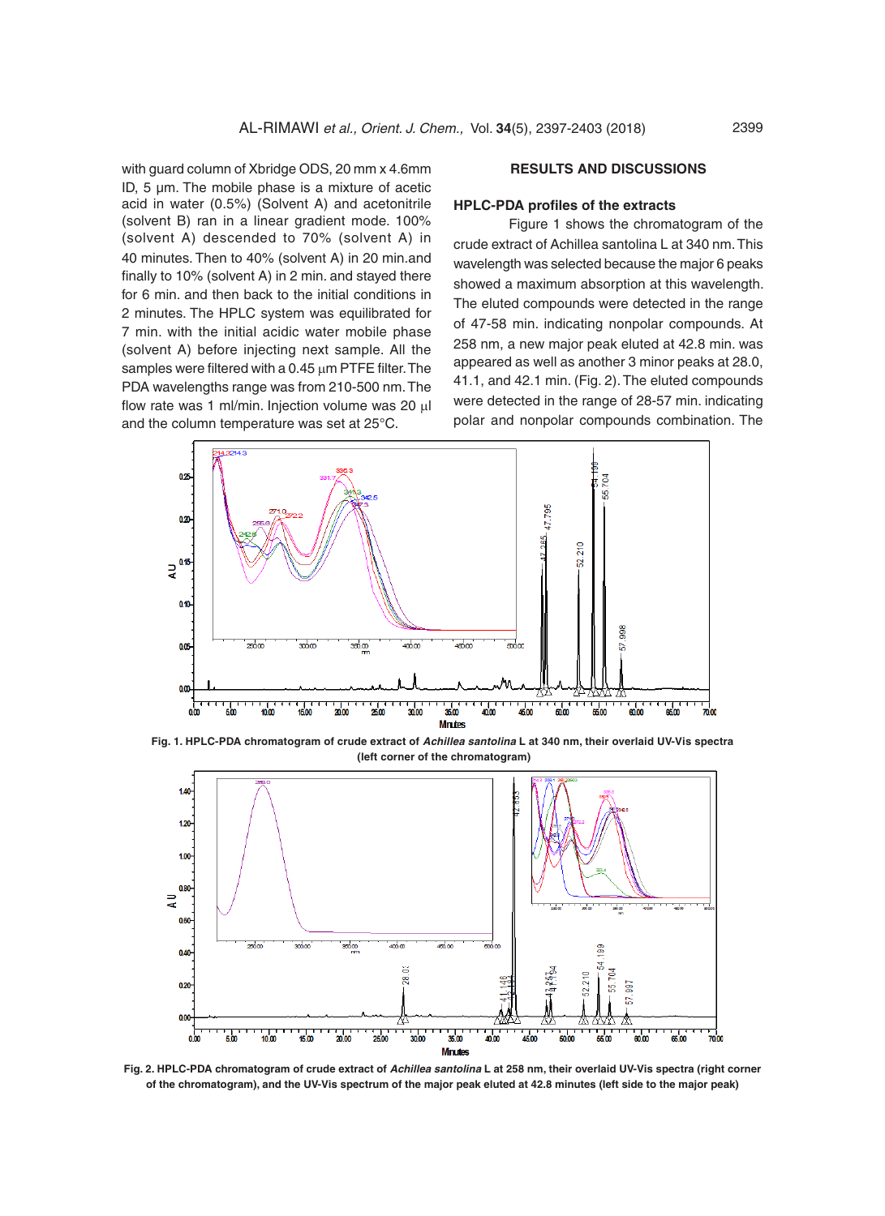with guard column of Xbridge ODS, 20 mm x 4.6mm ID, 5 µm. The mobile phase is a mixture of acetic acid in water (0.5%) (Solvent A) and acetonitrile (solvent B) ran in a linear gradient mode. 100% (solvent A) descended to 70% (solvent A) in 40 minutes. Then to 40% (solvent A) in 20 min.and finally to 10% (solvent A) in 2 min. and stayed there for 6 min. and then back to the initial conditions in 2 minutes. The HPLC system was equilibrated for 7 min. with the initial acidic water mobile phase (solvent A) before injecting next sample. All the samples were filtered with a 0.45 µm PTFE filter. The PDA wavelengths range was from 210-500 nm. The flow rate was 1 ml/min. Injection volume was 20 µl and the column temperature was set at 25°C.

## RESULTS AND DISCUSSIONS

### HPLC-PDA profiles of the extracts

Figure 1 shows the chromatogram of the crude extract of Achillea santolina L at 340 nm. This wavelength was selected because the major 6 peaks showed a maximum absorption at this wavelength. The eluted compounds were detected in the range of 47-58 min. indicating nonpolar compounds. At 258 nm, a new major peak eluted at 42.8 min. was appeared as well as another 3 minor peaks at 28.0, 41.1, and 42.1 min. (Fig. 2). The eluted compounds were detected in the range of 28-57 min. indicating polar and nonpolar compounds combination. The

**Fig. 1. HPLC-PDA chromatogram of crude extract of *Achillea santolina* L at 340 nm, their overlaid UV-Vis spectra (left corner of the chromatogram)**

**Fig. 2. HPLC-PDA chromatogram of crude extract of *Achillea santolina* L at 258 nm, their overlaid UV-Vis spectra (right corner of the chromatogram), and the UV-Vis spectrum of the major peak eluted at 42.8 minutes (left side to the major peak)**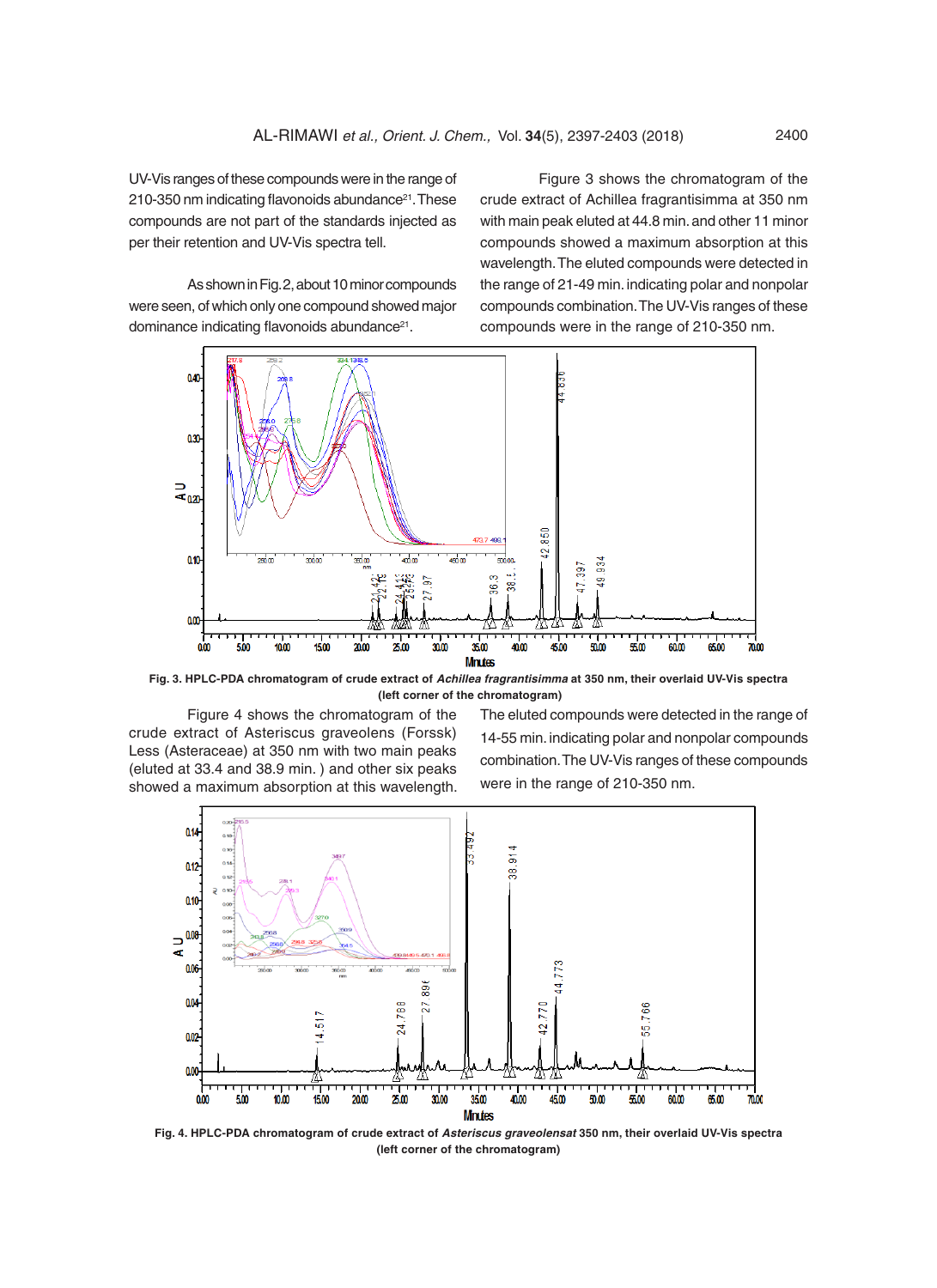UV-Vis ranges of these compounds were in the range of 210-350 nm indicating flavonoids abundance[21]. These compounds are not part of the standards injected as per their retention and UV-Vis spectra tell.

As shown in Fig. 2, about 10 minor compounds were seen, of which only one compound showed major dominance indicating flavonoids abundance[21].

Figure 3 shows the chromatogram of the crude extract of Achillea fragrantisimma at 350 nm with main peak eluted at 44.8 min. and other 11 minor compounds showed a maximum absorption at this wavelength. The eluted compounds were detected in the range of 21-49 min. indicating polar and nonpolar compounds combination. The UV-Vis ranges of these compounds were in the range of 210-350 nm.

**Fig. 3. HPLC-PDA chromatogram of crude extract of *Achillea fragrantisimma* at 350 nm, their overlaid UV-Vis spectra (left corner of the chromatogram)**

Figure 4 shows the chromatogram of the crude extract of Asteriscus graveolens (Forssk) Less (Asteraceae) at 350 nm with two main peaks (eluted at 33.4 and 38.9 min. ) and other six peaks showed a maximum absorption at this wavelength. The eluted compounds were detected in the range of 14-55 min. indicating polar and nonpolar compounds combination. The UV-Vis ranges of these compounds were in the range of 210-350 nm.

**Fig. 4. HPLC-PDA chromatogram of crude extract of *Asteriscus graveolensat* 350 nm, their overlaid UV-Vis spectra (left corner of the chromatogram)**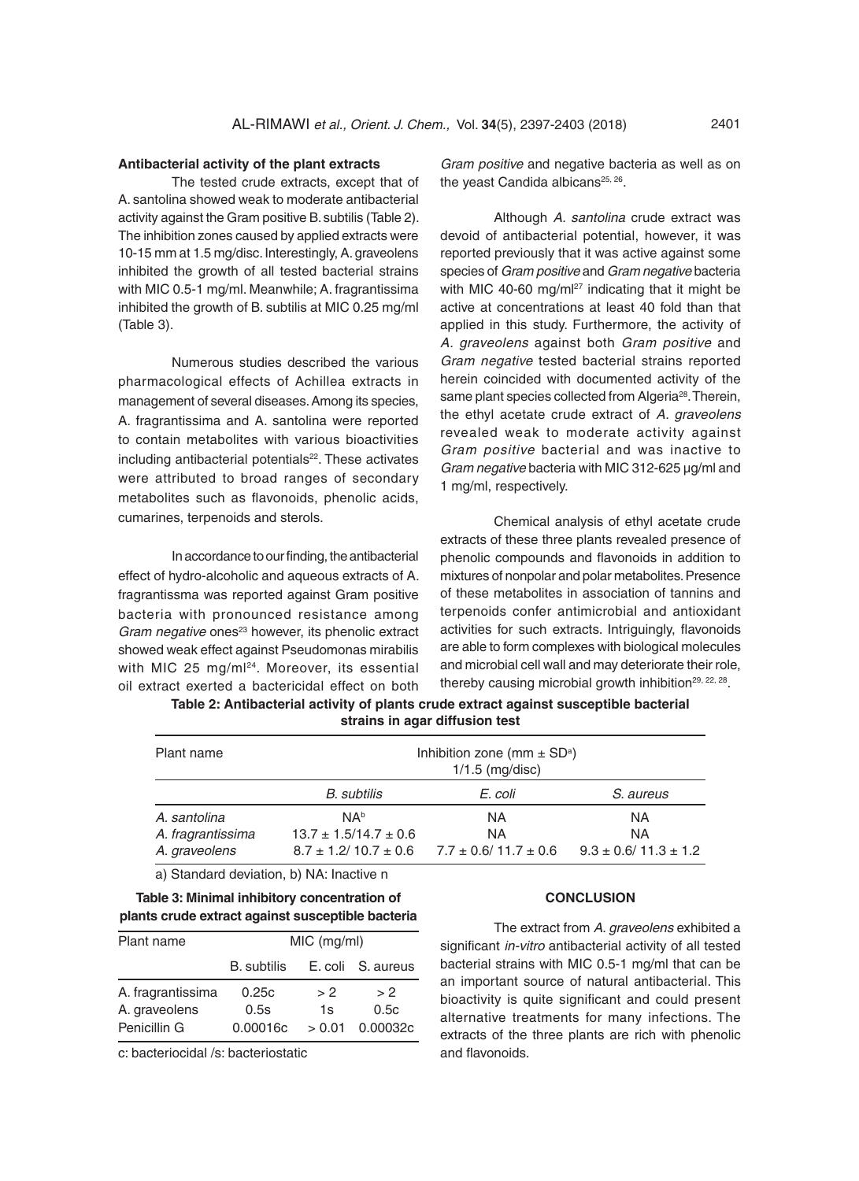### Antibacterial activity of the plant extracts

The tested crude extracts, except that of A. santolina showed weak to moderate antibacterial activity against the Gram positive B. subtilis (Table 2). The inhibition zones caused by applied extracts were 10-15 mm at 1.5 mg/disc. Interestingly, A. graveolens inhibited the growth of all tested bacterial strains with MIC 0.5-1 mg/ml. Meanwhile; A. fragrantissima inhibited the growth of B. subtilis at MIC 0.25 mg/ml (Table 3).

Numerous studies described the various pharmacological effects of Achillea extracts in management of several diseases. Among its species, A. fragrantissima and A. santolina were reported to contain metabolites with various bioactivities including antibacterial potentials[22]. These activates were attributed to broad ranges of secondary metabolites such as flavonoids, phenolic acids, cumarines, terpenoids and sterols.

In accordance to our finding, the antibacterial effect of hydro-alcoholic and aqueous extracts of A. fragrantissma was reported against Gram positive bacteria with pronounced resistance among *Gram negative* ones[23] however, its phenolic extract showed weak effect against Pseudomonas mirabilis with MIC 25 mg/ml[24]. Moreover, its essential oil extract exerted a bactericidal effect on both *Gram positive* and negative bacteria as well as on the yeast Candida albicans[25, 26].

Although *A. santolina* crude extract was devoid of antibacterial potential, however, it was reported previously that it was active against some species of *Gram positive* and *Gram negative* bacteria with MIC 40-60 mg/ml[27] indicating that it might be active at concentrations at least 40 fold than that applied in this study. Furthermore, the activity of *A. graveolens* against both *Gram positive* and *Gram negative* tested bacterial strains reported herein coincided with documented activity of the same plant species collected from Algeria[28]. Therein, the ethyl acetate crude extract of *A. graveolens* revealed weak to moderate activity against *Gram positive* bacterial and was inactive to *Gram negative* bacteria with MIC 312-625 µg/ml and 1 mg/ml, respectively.

Chemical analysis of ethyl acetate crude extracts of these three plants revealed presence of phenolic compounds and flavonoids in addition to mixtures of nonpolar and polar metabolites. Presence of these metabolites in association of tannins and terpenoids confer antimicrobial and antioxidant activities for such extracts. Intriguingly, flavonoids are able to form complexes with biological molecules and microbial cell wall and may deteriorate their role, thereby causing microbial growth inhibition[29, 22, 28].

**Table 2: Antibacterial activity of plants crude extract against susceptible bacterial strains in agar diffusion test**

| Plant name | Inhibition zone (mm ± SD[a]) 1/1.5 (mg/disc) | | |
|---|---|---|---|
| | *B. subtilis* | *E. coli* | *S. aureus* |
| *A. santolina* | NA[b] | NA | NA |
| *A. fragrantissima* | 13.7 ± 1.5/14.7 ± 0.6 | NA | NA |
| *A. graveolens* | 8.7 ± 1.2/ 10.7 ± 0.6 | 7.7 ± 0.6/ 11.7 ± 0.6 | 9.3 ± 0.6/ 11.3 ± 1.2 |

a) Standard deviation, b) NA: Inactive n

**Table 3: Minimal inhibitory concentration of plants crude extract against susceptible bacteria**

| Plant name | MIC (mg/ml) | | |
|---|---|---|---|
| | B. subtilis | E. coli | S. aureus |
| A. fragrantissima | 0.25c | > 2 | > 2 |
| A. graveolens | 0.5s | 1s | 0.5c |
| Penicillin G | 0.00016c | > 0.01 | 0.00032c |

c: bacteriocidal /s: bacteriostatic

## CONCLUSION

The extract from *A. graveolens* exhibited a significant *in-vitro* antibacterial activity of all tested bacterial strains with MIC 0.5-1 mg/ml that can be an important source of natural antibacterial. This bioactivity is quite significant and could present alternative treatments for many infections. The extracts of the three plants are rich with phenolic and flavonoids.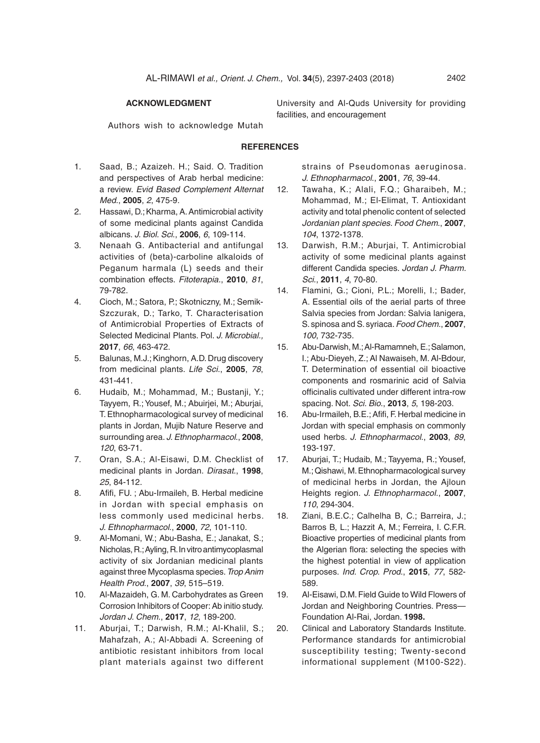## ACKNOWLEDGMENT

Authors wish to acknowledge Mutah University and Al-Quds University for providing facilities, and encouragement

## REFERENCES

1. Saad, B.; Azaizeh. H.; Said. O. Tradition and perspectives of Arab herbal medicine: a review. *Evid Based Complement Alternat Med.*, **2005**, *2*, 475-9.
2. Hassawi, D.; Kharma, A. Antimicrobial activity of some medicinal plants against Candida albicans. *J. Biol. Sci.*, **2006**, *6*, 109-114.
3. Nenaah G. Antibacterial and antifungal activities of (beta)-carboline alkaloids of Peganum harmala (L) seeds and their combination effects. *Fitoterapia.*, **2010**, *81*, 79-782.
4. Cioch, M.; Satora, P.; Skotniczny, M.; Semik-Szczurak, D.; Tarko, T. Characterisation of Antimicrobial Properties of Extracts of Selected Medicinal Plants. Pol. *J. Microbial.,* **2017**, *66*, 463-472.
5. Balunas, M.J.; Kinghorn, A.D. Drug discovery from medicinal plants. *Life Sci.*, **2005**, *78*, 431-441.
6. Hudaib, M.; Mohammad, M.; Bustanji, Y.; Tayyem, R.; Yousef, M.; Abuirjei, M.; Aburjai, T. Ethnopharmacological survey of medicinal plants in Jordan, Mujib Nature Reserve and surrounding area. *J. Ethnopharmacol.*, **2008**, *120*, 63-71.
7. Oran, S.A.; Al-Eisawi, D.M. Checklist of medicinal plants in Jordan. *Dirasat.*, **1998**, *25*, 84-112.
8. Afifi, FU. ; Abu-Irmaileh, B. Herbal medicine in Jordan with special emphasis on less commonly used medicinal herbs. *J. Ethnopharmacol.*, **2000**, *72*, 101-110.
9. Al-Momani, W.; Abu-Basha, E.; Janakat, S.; Nicholas, R.; Ayling, R. In vitro antimycoplasmal activity of six Jordanian medicinal plants against three Mycoplasma species. *Trop Anim Health Prod.*, **2007**, *39*, 515–519.
10. Al-Mazaideh, G. M. Carbohydrates as Green Corrosion Inhibitors of Cooper: Ab initio study. *Jordan J. Chem.*, **2017**, *12*, 189-200.
11. Aburjai, T.; Darwish, R.M.; Al-Khalil, S.; Mahafzah, A.; Al-Abbadi A. Screening of antibiotic resistant inhibitors from local plant materials against two different strains of Pseudomonas aeruginosa. *J. Ethnopharmacol.*, **2001**, *76*, 39-44.
12. Tawaha, K.; Alali, F.Q.; Gharaibeh, M.; Mohammad, M.; El-Elimat, T. Antioxidant activity and total phenolic content of selected *Jordanian plant species. Food Chem.*, **2007**, *104*, 1372-1378.
13. Darwish, R.M.; Aburjai, T. Antimicrobial activity of some medicinal plants against different Candida species. *Jordan J. Pharm. Sci.*, **2011**, *4*, 70-80.
14. Flamini, G.; Cioni, P.L.; Morelli, I.; Bader, A. Essential oils of the aerial parts of three Salvia species from Jordan: Salvia lanigera, S. spinosa and S. syriaca. *Food Chem.*, **2007**, *100*, 732-735.
15. Abu-Darwish, M.; Al-Ramamneh, E.; Salamon, I.; Abu-Dieyeh, Z.; Al Nawaiseh, M. Al-Bdour, T. Determination of essential oil bioactive components and rosmarinic acid of Salvia officinalis cultivated under different intra-row spacing. Not. *Sci. Bio.*, **2013**, *5*, 198-203.
16. Abu-Irmaileh, B.E.; Afifi, F. Herbal medicine in Jordan with special emphasis on commonly used herbs. *J. Ethnopharmacol.*, **2003**, *89*, 193-197.
17. Aburjai, T.; Hudaib, M.; Tayyema, R.; Yousef, M.; Qishawi, M. Ethnopharmacological survey of medicinal herbs in Jordan, the Ajloun Heights region. *J. Ethnopharmacol.*, **2007**, *110*, 294-304.
18. Ziani, B.E.C.; Calhelha B, C.; Barreira, J.; Barros B, L.; Hazzit A, M.; Ferreira, I. C.F.R. Bioactive properties of medicinal plants from the Algerian flora: selecting the species with the highest potential in view of application purposes. *Ind. Crop. Prod.*, **2015**, *77*, 582-589.
19. Al-Eisawi, D.M. Field Guide to Wild Flowers of Jordan and Neighboring Countries. Press—Foundation Al-Rai, Jordan. **1998.**
20. Clinical and Laboratory Standards Institute. Performance standards for antimicrobial susceptibility testing; Twenty-second informational supplement (M100-S22).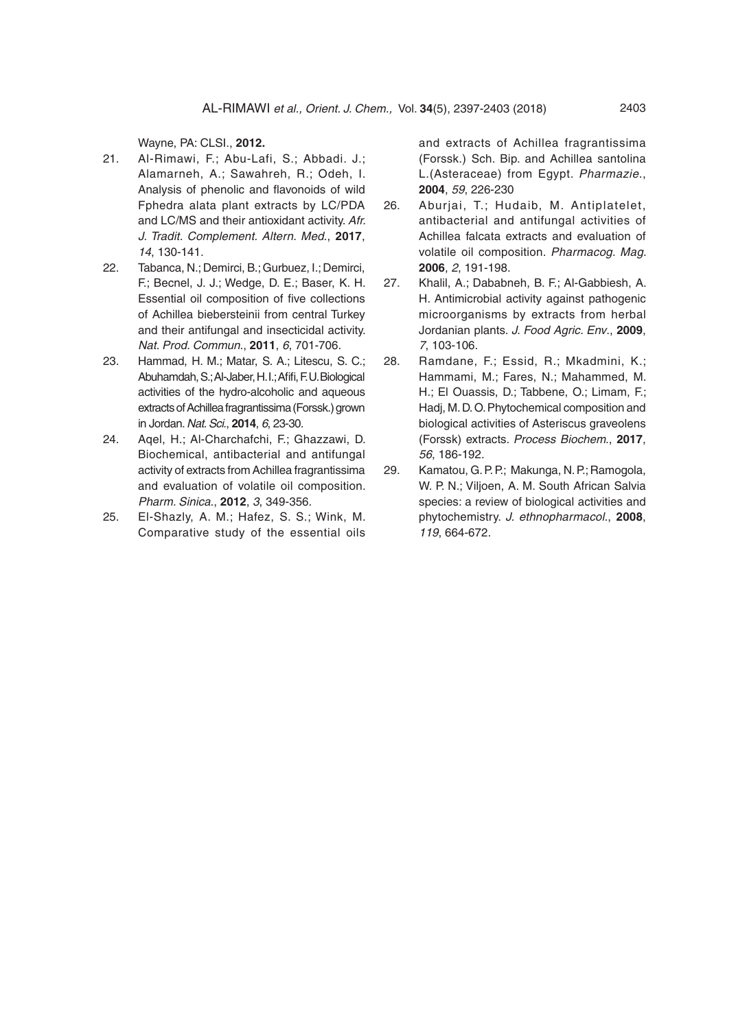Wayne, PA: CLSI., **2012.**

21. Al-Rimawi, F.; Abu-Lafi, S.; Abbadi. J.; Alamarneh, A.; Sawahreh, R.; Odeh, I. Analysis of phenolic and flavonoids of wild Fphedra alata plant extracts by LC/PDA and LC/MS and their antioxidant activity. *Afr. J. Tradit. Complement. Altern. Med.*, **2017**, *14*, 130-141.
22. Tabanca, N.; Demirci, B.; Gurbuez, I.; Demirci, F.; Becnel, J. J.; Wedge, D. E.; Baser, K. H. Essential oil composition of five collections of Achillea biebersteinii from central Turkey and their antifungal and insecticidal activity. *Nat. Prod. Commun.*, **2011**, *6*, 701-706.
23. Hammad, H. M.; Matar, S. A.; Litescu, S. C.; Abuhamdah, S.; Al-Jaber, H. I.; Afifi, F. U. Biological activities of the hydro-alcoholic and aqueous extracts of Achillea fragrantissima (Forssk.) grown in Jordan. *Nat. Sci.*, **2014**, *6*, 23-30.
24. Aqel, H.; Al-Charchafchi, F.; Ghazzawi, D. Biochemical, antibacterial and antifungal activity of extracts from Achillea fragrantissima and evaluation of volatile oil composition. *Pharm. Sinica.*, **2012**, *3*, 349-356.
25. El-Shazly, A. M.; Hafez, S. S.; Wink, M. Comparative study of the essential oils and extracts of Achillea fragrantissima (Forssk.) Sch. Bip. and Achillea santolina L.(Asteraceae) from Egypt. *Pharmazie.*, **2004**, *59*, 226-230
26. Aburjai, T.; Hudaib, M. Antiplatelet, antibacterial and antifungal activities of Achillea falcata extracts and evaluation of volatile oil composition. *Pharmacog. Mag.* **2006**, *2*, 191-198.
27. Khalil, A.; Dababneh, B. F.; Al-Gabbiesh, A. H. Antimicrobial activity against pathogenic microorganisms by extracts from herbal Jordanian plants. *J. Food Agric. Env.*, **2009**, *7*, 103-106.
28. Ramdane, F.; Essid, R.; Mkadmini, K.; Hammami, M.; Fares, N.; Mahammed, M. H.; El Ouassis, D.; Tabbene, O.; Limam, F.; Hadj, M. D. O. Phytochemical composition and biological activities of Asteriscus graveolens (Forssk) extracts. *Process Biochem.*, **2017**, *56*, 186-192.
29. Kamatou, G. P. P.; Makunga, N. P.; Ramogola, W. P. N.; Viljoen, A. M. South African Salvia species: a review of biological activities and phytochemistry. *J. ethnopharmacol.*, **2008**, *119*, 664-672.